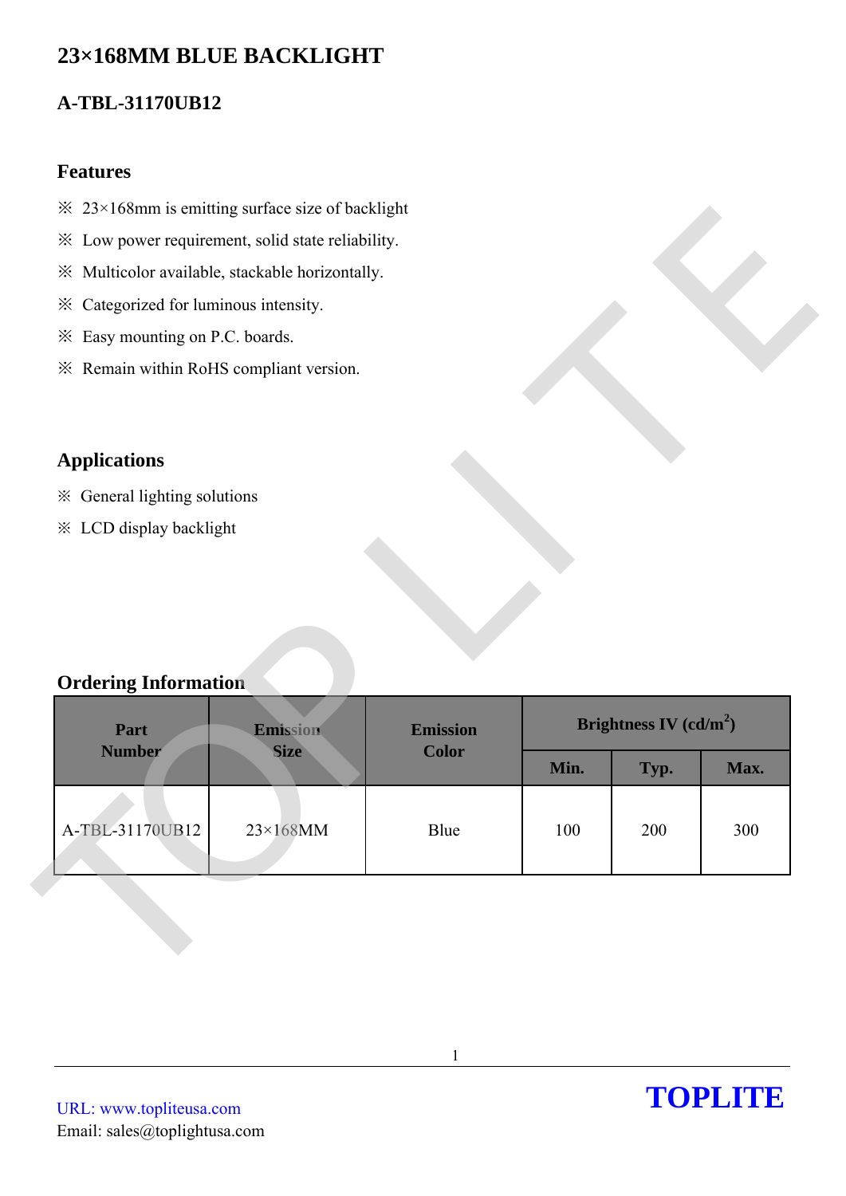# 23×168MM BLUE BACKLIGHT

## A-TBL-31170UB12

### Features

※ 23×168mm is emitting surface size of backlight

※ Low power requirement, solid state reliability.

※ Multicolor available, stackable horizontally.

※ Categorized for luminous intensity.

※ Easy mounting on P.C. boards.

※ Remain within RoHS compliant version.

### Applications

※ General lighting solutions

※ LCD display backlight

### Ordering Information

| Part Number | Emission Size | Emission Color | Brightness IV (cd/m$^2$) | | |
|---|---|---|---|---|---|
| | | | Min. | Typ. | Max. |
| A-TBL-31170UB12 | 23×168MM | Blue | 100 | 200 | 300 |

URL: www.topliteusa.com
Email: sales@toplightusa.com

**TOPLITE**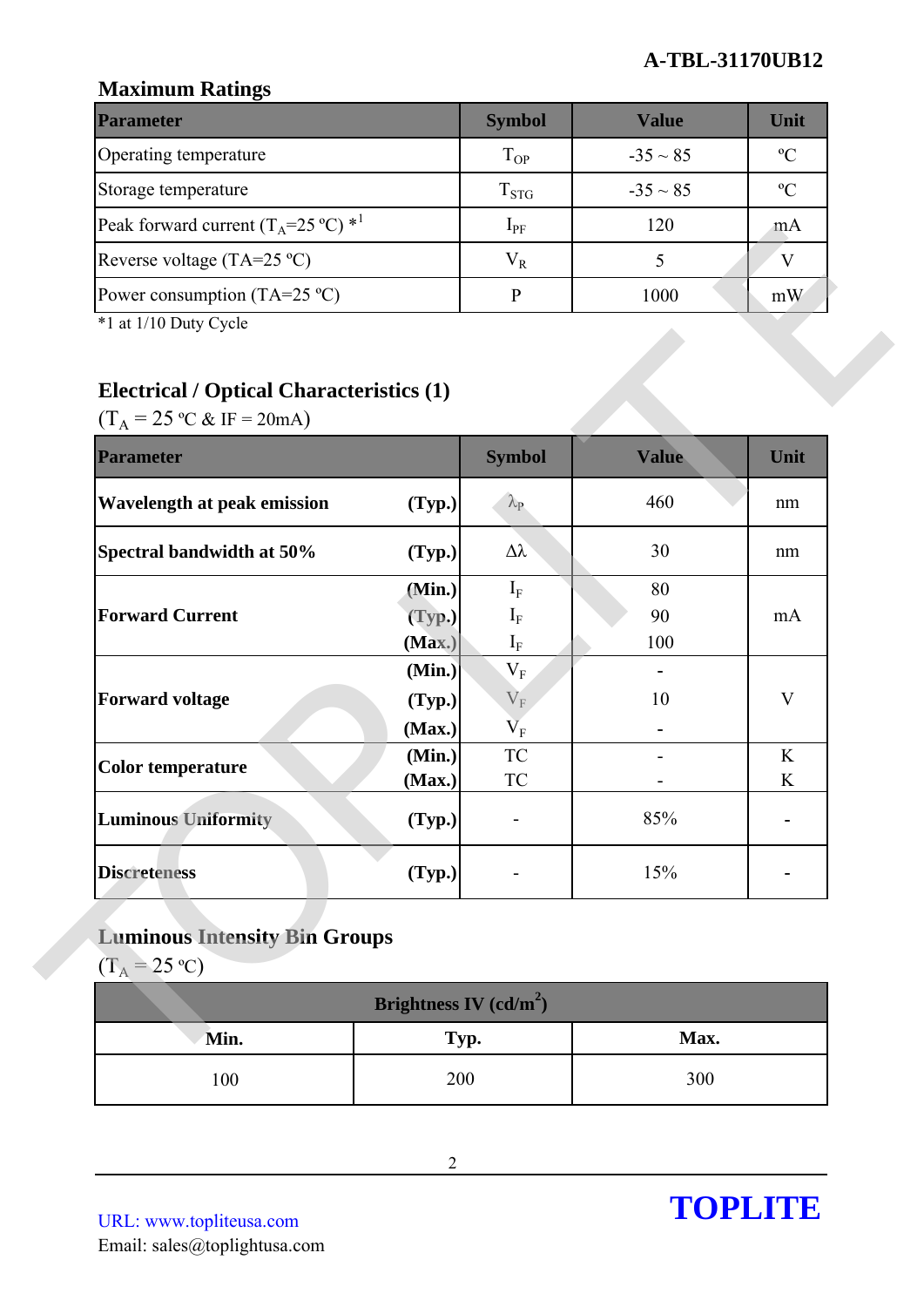## Maximum Ratings

| Parameter | Symbol | Value | Unit |
|---|---|---|---|
| Operating temperature | $T_{OP}$ | -35 ~ 85 | ºC |
| Storage temperature | $T_{STG}$ | -35 ~ 85 | ºC |
| Peak forward current ($T_A$=25 ºC) *1 | $I_{PF}$ | 120 | mA |
| Reverse voltage (TA=25 ºC) | $V_R$ | 5 | V |
| Power consumption (TA=25 ºC) | P | 1000 | mW |

*1 at 1/10 Duty Cycle

## Electrical / Optical Characteristics (1)

($T_A$ = 25 ºC & IF = 20mA)

| Parameter | | Symbol | Value | Unit |
|---|---|---|---|---|
| **Wavelength at peak emission** | **(Typ.)** | $\lambda_P$ | 460 | nm |
| **Spectral bandwidth at 50%** | **(Typ.)** | $\Delta\lambda$ | 30 | nm |
| **Forward Current** | **(Min.)** | $I_F$ | 80 | mA |
| | **(Typ.)** | $I_F$ | 90 | |
| | **(Max.)** | $I_F$ | 100 | |
| **Forward voltage** | **(Min.)** | $V_F$ | - | V |
| | **(Typ.)** | $V_F$ | 10 | |
| | **(Max.)** | $V_F$ | - | |
| **Color temperature** | **(Min.)** | TC | - | K |
| | **(Max.)** | TC | - | K |
| **Luminous Uniformity** | **(Typ.)** | - | 85% | - |
| **Discreteness** | **(Typ.)** | - | 15% | - |

## Luminous Intensity Bin Groups

($T_A$ = 25 ºC)

| **Brightness IV (cd/m²)** | | |
|---|---|---|
| **Min.** | **Typ.** | **Max.** |
| 100 | 200 | 300 |

URL: www.topliteusa.com
Email: sales@toplightusa.com

**TOPLITE**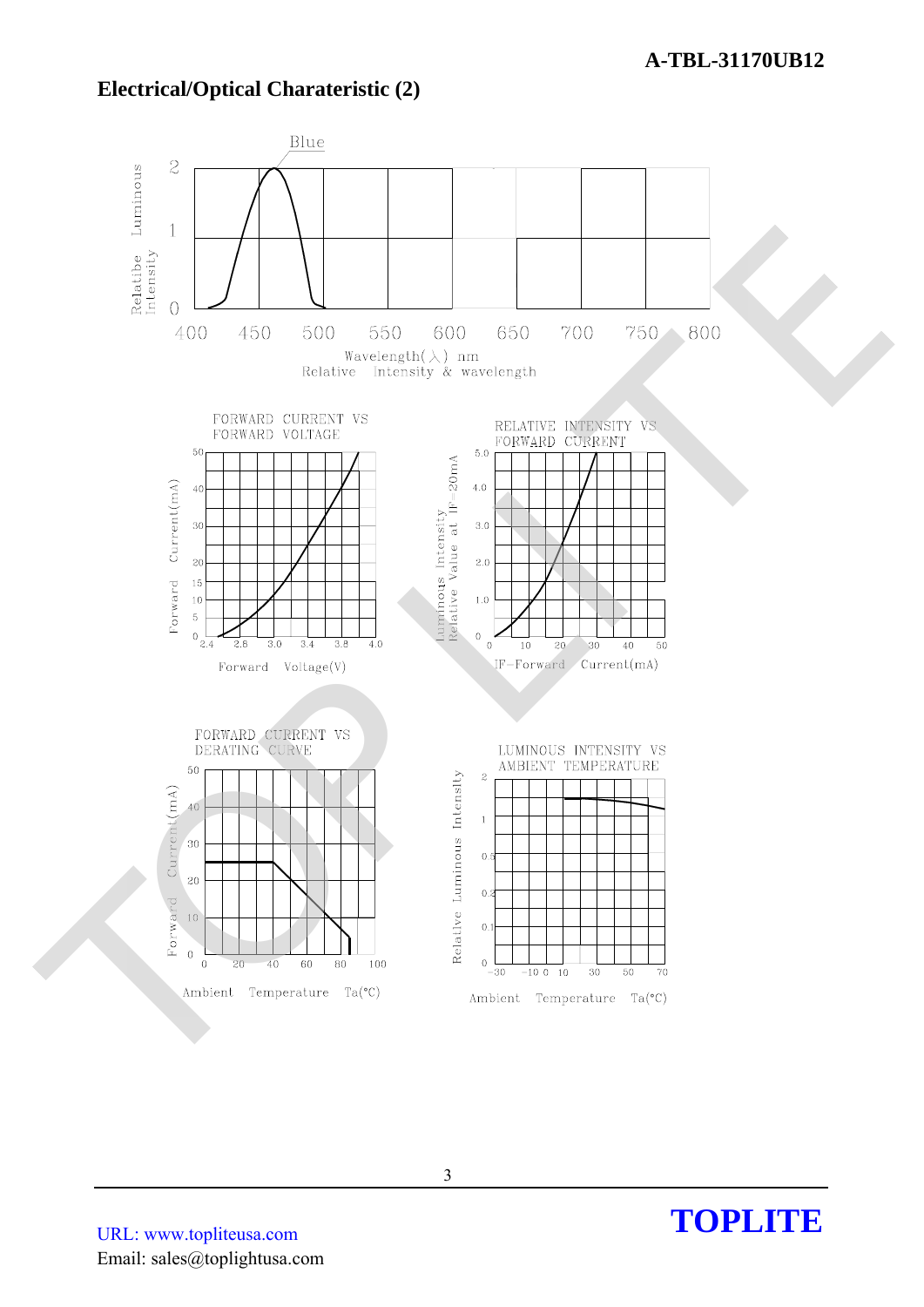## Electrical/Optical Charateristic (2)

Blue

Relatibe Luminous Intensity

Wavelength(λ) nm

Relative Intensity & wavelength

FORWARD CURRENT VS FORWARD VOLTAGE

Forward Current(mA)

Forward Voltage(V)

RELATIVE INTENSITY VS FORWARD CURRENT

Luminous Intensity Relative Value at IF=20mA

IF-Forward Current(mA)

FORWARD CURRENT VS DERATING CURVE

Forward Current(mA)

Ambient Temperature Ta(°C)

LUMINOUS INTENSITY VS AMBIENT TEMPERATURE

Relative Luminous Intensity

Ambient Temperature Ta(°C)

URL: www.topliteusa.com

Email: sales@toplightusa.com

**TOPLITE**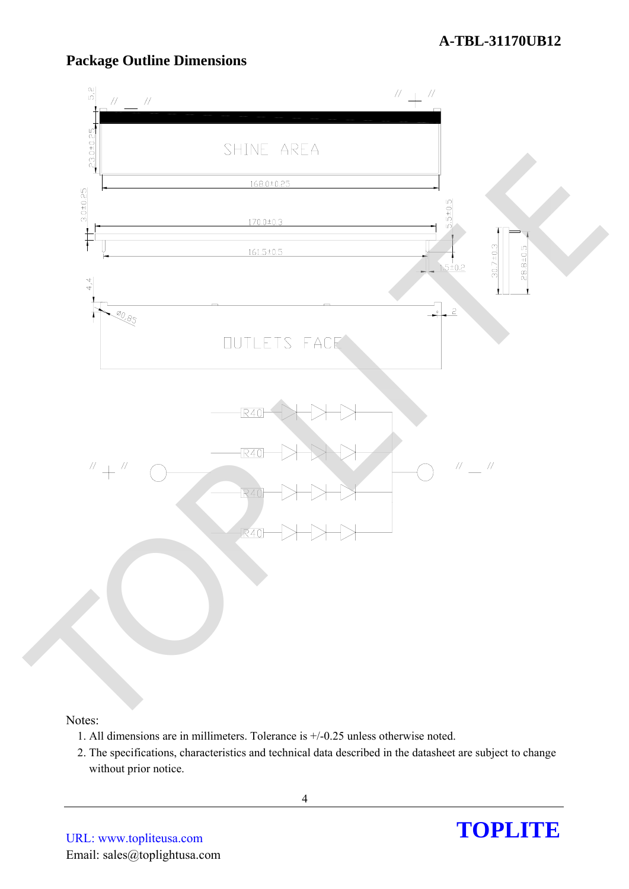## Package Outline Dimensions

Notes:

1. All dimensions are in millimeters. Tolerance is +/-0.25 unless otherwise noted.
2. The specifications, characteristics and technical data described in the datasheet are subject to change without prior notice.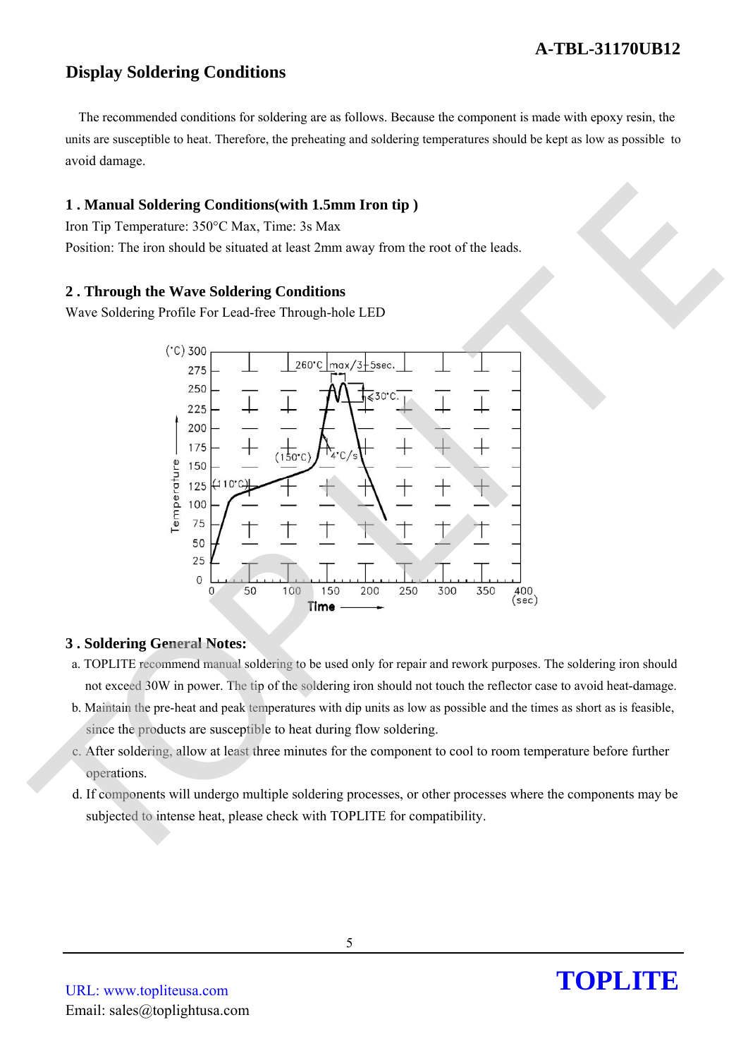## Display Soldering Conditions

The recommended conditions for soldering are as follows. Because the component is made with epoxy resin, the units are susceptible to heat. Therefore, the preheating and soldering temperatures should be kept as low as possible to avoid damage.

### 1 . Manual Soldering Conditions(with 1.5mm Iron tip )

Iron Tip Temperature: 350°C Max, Time: 3s Max

Position: The iron should be situated at least 2mm away from the root of the leads.

### 2 . Through the Wave Soldering Conditions

Wave Soldering Profile For Lead-free Through-hole LED

(°C) 300
275
250
225
200
175
150
125
100
75
50
25
0
Temperature
260°C max/3~5sec.
<30°C.
(150°C)
4°C/s
110°C
0 50 100 150 200 250 300 350 400 (sec)
Time

### 3 . Soldering General Notes:

a. TOPLITE recommend manual soldering to be used only for repair and rework purposes. The soldering iron should not exceed 30W in power. The tip of the soldering iron should not touch the reflector case to avoid heat-damage.

b. Maintain the pre-heat and peak temperatures with dip units as low as possible and the times as short as is feasible, since the products are susceptible to heat during flow soldering.

c. After soldering, allow at least three minutes for the component to cool to room temperature before further operations.

d. If components will undergo multiple soldering processes, or other processes where the components may be subjected to intense heat, please check with TOPLITE for compatibility.

URL: www.topliteusa.com

Email: sales@toplightusa.com

**TOPLITE**